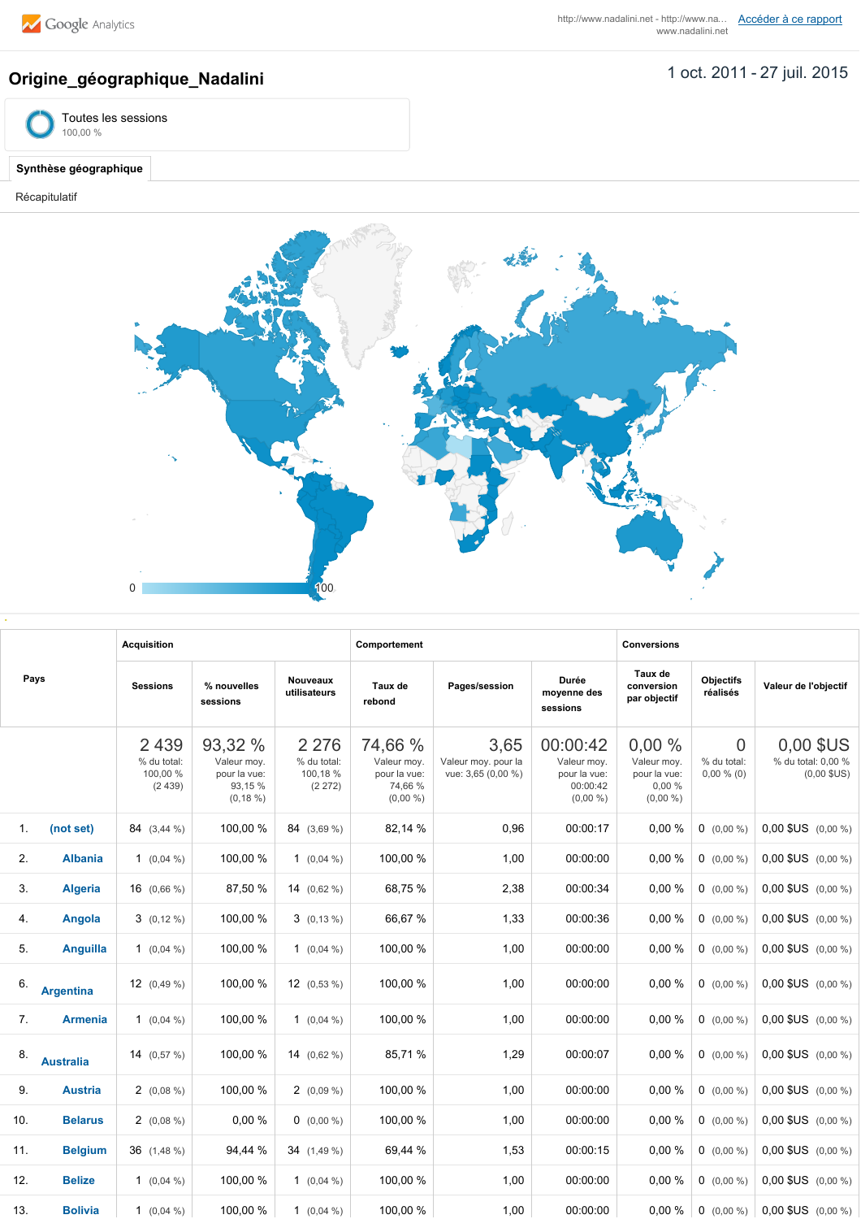Google Analytics

http://www.nadalini.net - http://www.na... www.nadalini.net [Accéder à ce rapport]

# Origine_géographique_Nadalini

1 oct. 2011 - 27 juil. 2015

Toutes les sessions
100,00 %

**Synthèse géographique**

Récapitulatif

0 — 100

| Pays | Acquisition | | | Comportement | | | Conversions | | |
|---|---|---|---|---|---|---|---|---|---|
| | Sessions | % nouvelles sessions | Nouveaux utilisateurs | Taux de rebond | Pages/session | Durée moyenne des sessions | Taux de conversion par objectif | Objectifs réalisés | Valeur de l'objectif |
| | 2 439 % du total: 100,00 % (2 439) | 93,32 % Valeur moy. pour la vue: 93,15 % (0,18 %) | 2 276 % du total: 100,18 % (2 272) | 74,66 % Valeur moy. pour la vue: 74,66 % (0,00 %) | 3,65 Valeur moy. pour la vue: 3,65 (0,00 %) | 00:00:42 Valeur moy. pour la vue: 00:00:42 (0,00 %) | 0,00 % Valeur moy. pour la vue: 0,00 % (0,00 %) | 0 % du total: 0,00 % (0) | 0,00 $US % du total: 0,00 % (0,00 $US) |
| 1. (not set) | 84 (3,44 %) | 100,00 % | 84 (3,69 %) | 82,14 % | 0,96 | 00:00:17 | 0,00 % | 0 (0,00 %) | 0,00 $US (0,00 %) |
| 2. Albania | 1 (0,04 %) | 100,00 % | 1 (0,04 %) | 100,00 % | 1,00 | 00:00:00 | 0,00 % | 0 (0,00 %) | 0,00 $US (0,00 %) |
| 3. Algeria | 16 (0,66 %) | 87,50 % | 14 (0,62 %) | 68,75 % | 2,38 | 00:00:34 | 0,00 % | 0 (0,00 %) | 0,00 $US (0,00 %) |
| 4. Angola | 3 (0,12 %) | 100,00 % | 3 (0,13 %) | 66,67 % | 1,33 | 00:00:36 | 0,00 % | 0 (0,00 %) | 0,00 $US (0,00 %) |
| 5. Anguilla | 1 (0,04 %) | 100,00 % | 1 (0,04 %) | 100,00 % | 1,00 | 00:00:00 | 0,00 % | 0 (0,00 %) | 0,00 $US (0,00 %) |
| 6. Argentina | 12 (0,49 %) | 100,00 % | 12 (0,53 %) | 100,00 % | 1,00 | 00:00:00 | 0,00 % | 0 (0,00 %) | 0,00 $US (0,00 %) |
| 7. Armenia | 1 (0,04 %) | 100,00 % | 1 (0,04 %) | 100,00 % | 1,00 | 00:00:00 | 0,00 % | 0 (0,00 %) | 0,00 $US (0,00 %) |
| 8. Australia | 14 (0,57 %) | 100,00 % | 14 (0,62 %) | 85,71 % | 1,29 | 00:00:07 | 0,00 % | 0 (0,00 %) | 0,00 $US (0,00 %) |
| 9. Austria | 2 (0,08 %) | 100,00 % | 2 (0,09 %) | 100,00 % | 1,00 | 00:00:00 | 0,00 % | 0 (0,00 %) | 0,00 $US (0,00 %) |
| 10. Belarus | 2 (0,08 %) | 0,00 % | 0 (0,00 %) | 100,00 % | 1,00 | 00:00:00 | 0,00 % | 0 (0,00 %) | 0,00 $US (0,00 %) |
| 11. Belgium | 36 (1,48 %) | 94,44 % | 34 (1,49 %) | 69,44 % | 1,53 | 00:00:15 | 0,00 % | 0 (0,00 %) | 0,00 $US (0,00 %) |
| 12. Belize | 1 (0,04 %) | 100,00 % | 1 (0,04 %) | 100,00 % | 1,00 | 00:00:00 | 0,00 % | 0 (0,00 %) | 0,00 $US (0,00 %) |
| 13. Bolivia | 1 (0,04 %) | 100,00 % | 1 (0,04 %) | 100,00 % | 1,00 | 00:00:00 | 0,00 % | 0 (0,00 %) | 0,00 $US (0,00 %) |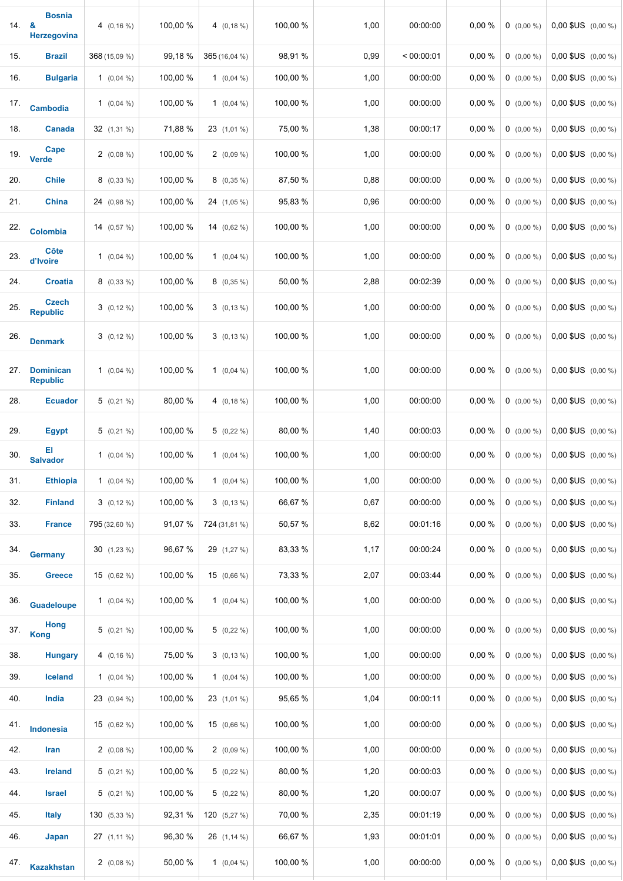| | | | | | | | | | | | |
|---|---|---|---|---|---|---|---|---|---|---|---|
| 14. | Bosnia & Herzegovina | 4 (0,16 %) | 100,00 % | 4 (0,18 %) | 100,00 % | 1,00 | 00:00:00 | 0,00 % | 0 (0,00 %) | 0,00 $US (0,00 %) |
| 15. | Brazil | 368 (15,09 %) | 99,18 % | 365 (16,04 %) | 98,91 % | 0,99 | < 00:00:01 | 0,00 % | 0 (0,00 %) | 0,00 $US (0,00 %) |
| 16. | Bulgaria | 1 (0,04 %) | 100,00 % | 1 (0,04 %) | 100,00 % | 1,00 | 00:00:00 | 0,00 % | 0 (0,00 %) | 0,00 $US (0,00 %) |
| 17. | Cambodia | 1 (0,04 %) | 100,00 % | 1 (0,04 %) | 100,00 % | 1,00 | 00:00:00 | 0,00 % | 0 (0,00 %) | 0,00 $US (0,00 %) |
| 18. | Canada | 32 (1,31 %) | 71,88 % | 23 (1,01 %) | 75,00 % | 1,38 | 00:00:17 | 0,00 % | 0 (0,00 %) | 0,00 $US (0,00 %) |
| 19. | Cape Verde | 2 (0,08 %) | 100,00 % | 2 (0,09 %) | 100,00 % | 1,00 | 00:00:00 | 0,00 % | 0 (0,00 %) | 0,00 $US (0,00 %) |
| 20. | Chile | 8 (0,33 %) | 100,00 % | 8 (0,35 %) | 87,50 % | 0,88 | 00:00:00 | 0,00 % | 0 (0,00 %) | 0,00 $US (0,00 %) |
| 21. | China | 24 (0,98 %) | 100,00 % | 24 (1,05 %) | 95,83 % | 0,96 | 00:00:00 | 0,00 % | 0 (0,00 %) | 0,00 $US (0,00 %) |
| 22. | Colombia | 14 (0,57 %) | 100,00 % | 14 (0,62 %) | 100,00 % | 1,00 | 00:00:00 | 0,00 % | 0 (0,00 %) | 0,00 $US (0,00 %) |
| 23. | Côte d'Ivoire | 1 (0,04 %) | 100,00 % | 1 (0,04 %) | 100,00 % | 1,00 | 00:00:00 | 0,00 % | 0 (0,00 %) | 0,00 $US (0,00 %) |
| 24. | Croatia | 8 (0,33 %) | 100,00 % | 8 (0,35 %) | 50,00 % | 2,88 | 00:02:39 | 0,00 % | 0 (0,00 %) | 0,00 $US (0,00 %) |
| 25. | Czech Republic | 3 (0,12 %) | 100,00 % | 3 (0,13 %) | 100,00 % | 1,00 | 00:00:00 | 0,00 % | 0 (0,00 %) | 0,00 $US (0,00 %) |
| 26. | Denmark | 3 (0,12 %) | 100,00 % | 3 (0,13 %) | 100,00 % | 1,00 | 00:00:00 | 0,00 % | 0 (0,00 %) | 0,00 $US (0,00 %) |
| 27. | Dominican Republic | 1 (0,04 %) | 100,00 % | 1 (0,04 %) | 100,00 % | 1,00 | 00:00:00 | 0,00 % | 0 (0,00 %) | 0,00 $US (0,00 %) |
| 28. | Ecuador | 5 (0,21 %) | 80,00 % | 4 (0,18 %) | 100,00 % | 1,00 | 00:00:00 | 0,00 % | 0 (0,00 %) | 0,00 $US (0,00 %) |
| 29. | Egypt | 5 (0,21 %) | 100,00 % | 5 (0,22 %) | 80,00 % | 1,40 | 00:00:03 | 0,00 % | 0 (0,00 %) | 0,00 $US (0,00 %) |
| 30. | El Salvador | 1 (0,04 %) | 100,00 % | 1 (0,04 %) | 100,00 % | 1,00 | 00:00:00 | 0,00 % | 0 (0,00 %) | 0,00 $US (0,00 %) |
| 31. | Ethiopia | 1 (0,04 %) | 100,00 % | 1 (0,04 %) | 100,00 % | 1,00 | 00:00:00 | 0,00 % | 0 (0,00 %) | 0,00 $US (0,00 %) |
| 32. | Finland | 3 (0,12 %) | 100,00 % | 3 (0,13 %) | 66,67 % | 0,67 | 00:00:00 | 0,00 % | 0 (0,00 %) | 0,00 $US (0,00 %) |
| 33. | France | 795 (32,60 %) | 91,07 % | 724 (31,81 %) | 50,57 % | 8,62 | 00:01:16 | 0,00 % | 0 (0,00 %) | 0,00 $US (0,00 %) |
| 34. | Germany | 30 (1,23 %) | 96,67 % | 29 (1,27 %) | 83,33 % | 1,17 | 00:00:24 | 0,00 % | 0 (0,00 %) | 0,00 $US (0,00 %) |
| 35. | Greece | 15 (0,62 %) | 100,00 % | 15 (0,66 %) | 73,33 % | 2,07 | 00:03:44 | 0,00 % | 0 (0,00 %) | 0,00 $US (0,00 %) |
| 36. | Guadeloupe | 1 (0,04 %) | 100,00 % | 1 (0,04 %) | 100,00 % | 1,00 | 00:00:00 | 0,00 % | 0 (0,00 %) | 0,00 $US (0,00 %) |
| 37. | Hong Kong | 5 (0,21 %) | 100,00 % | 5 (0,22 %) | 100,00 % | 1,00 | 00:00:00 | 0,00 % | 0 (0,00 %) | 0,00 $US (0,00 %) |
| 38. | Hungary | 4 (0,16 %) | 75,00 % | 3 (0,13 %) | 100,00 % | 1,00 | 00:00:00 | 0,00 % | 0 (0,00 %) | 0,00 $US (0,00 %) |
| 39. | Iceland | 1 (0,04 %) | 100,00 % | 1 (0,04 %) | 100,00 % | 1,00 | 00:00:00 | 0,00 % | 0 (0,00 %) | 0,00 $US (0,00 %) |
| 40. | India | 23 (0,94 %) | 100,00 % | 23 (1,01 %) | 95,65 % | 1,04 | 00:00:11 | 0,00 % | 0 (0,00 %) | 0,00 $US (0,00 %) |
| 41. | Indonesia | 15 (0,62 %) | 100,00 % | 15 (0,66 %) | 100,00 % | 1,00 | 00:00:00 | 0,00 % | 0 (0,00 %) | 0,00 $US (0,00 %) |
| 42. | Iran | 2 (0,08 %) | 100,00 % | 2 (0,09 %) | 100,00 % | 1,00 | 00:00:00 | 0,00 % | 0 (0,00 %) | 0,00 $US (0,00 %) |
| 43. | Ireland | 5 (0,21 %) | 100,00 % | 5 (0,22 %) | 80,00 % | 1,20 | 00:00:03 | 0,00 % | 0 (0,00 %) | 0,00 $US (0,00 %) |
| 44. | Israel | 5 (0,21 %) | 100,00 % | 5 (0,22 %) | 80,00 % | 1,20 | 00:00:07 | 0,00 % | 0 (0,00 %) | 0,00 $US (0,00 %) |
| 45. | Italy | 130 (5,33 %) | 92,31 % | 120 (5,27 %) | 70,00 % | 2,35 | 00:01:19 | 0,00 % | 0 (0,00 %) | 0,00 $US (0,00 %) |
| 46. | Japan | 27 (1,11 %) | 96,30 % | 26 (1,14 %) | 66,67 % | 1,93 | 00:01:01 | 0,00 % | 0 (0,00 %) | 0,00 $US (0,00 %) |
| 47. | Kazakhstan | 2 (0,08 %) | 50,00 % | 1 (0,04 %) | 100,00 % | 1,00 | 00:00:00 | 0,00 % | 0 (0,00 %) | 0,00 $US (0,00 %) |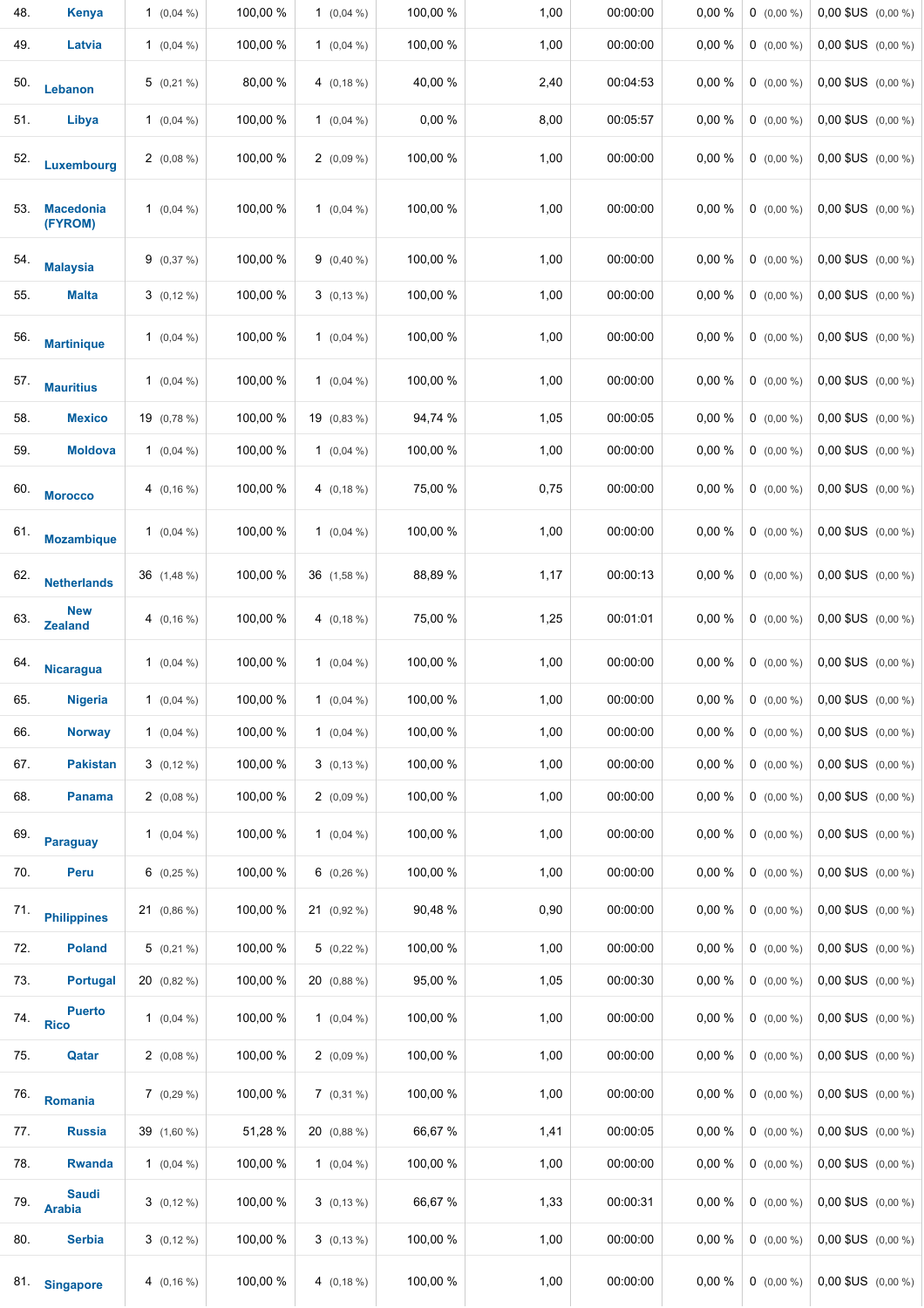| | | | | | | | | | | |
|---|---|---|---|---|---|---|---|---|---|---|
| 48. | Kenya | 1 (0,04 %) | 100,00 % | 1 (0,04 %) | 100,00 % | 1,00 | 00:00:00 | 0,00 % | 0 (0,00 %) | 0,00 $US (0,00 %) |
| 49. | Latvia | 1 (0,04 %) | 100,00 % | 1 (0,04 %) | 100,00 % | 1,00 | 00:00:00 | 0,00 % | 0 (0,00 %) | 0,00 $US (0,00 %) |
| 50. | Lebanon | 5 (0,21 %) | 80,00 % | 4 (0,18 %) | 40,00 % | 2,40 | 00:04:53 | 0,00 % | 0 (0,00 %) | 0,00 $US (0,00 %) |
| 51. | Libya | 1 (0,04 %) | 100,00 % | 1 (0,04 %) | 0,00 % | 8,00 | 00:05:57 | 0,00 % | 0 (0,00 %) | 0,00 $US (0,00 %) |
| 52. | Luxembourg | 2 (0,08 %) | 100,00 % | 2 (0,09 %) | 100,00 % | 1,00 | 00:00:00 | 0,00 % | 0 (0,00 %) | 0,00 $US (0,00 %) |
| 53. | Macedonia (FYROM) | 1 (0,04 %) | 100,00 % | 1 (0,04 %) | 100,00 % | 1,00 | 00:00:00 | 0,00 % | 0 (0,00 %) | 0,00 $US (0,00 %) |
| 54. | Malaysia | 9 (0,37 %) | 100,00 % | 9 (0,40 %) | 100,00 % | 1,00 | 00:00:00 | 0,00 % | 0 (0,00 %) | 0,00 $US (0,00 %) |
| 55. | Malta | 3 (0,12 %) | 100,00 % | 3 (0,13 %) | 100,00 % | 1,00 | 00:00:00 | 0,00 % | 0 (0,00 %) | 0,00 $US (0,00 %) |
| 56. | Martinique | 1 (0,04 %) | 100,00 % | 1 (0,04 %) | 100,00 % | 1,00 | 00:00:00 | 0,00 % | 0 (0,00 %) | 0,00 $US (0,00 %) |
| 57. | Mauritius | 1 (0,04 %) | 100,00 % | 1 (0,04 %) | 100,00 % | 1,00 | 00:00:00 | 0,00 % | 0 (0,00 %) | 0,00 $US (0,00 %) |
| 58. | Mexico | 19 (0,78 %) | 100,00 % | 19 (0,83 %) | 94,74 % | 1,05 | 00:00:05 | 0,00 % | 0 (0,00 %) | 0,00 $US (0,00 %) |
| 59. | Moldova | 1 (0,04 %) | 100,00 % | 1 (0,04 %) | 100,00 % | 1,00 | 00:00:00 | 0,00 % | 0 (0,00 %) | 0,00 $US (0,00 %) |
| 60. | Morocco | 4 (0,16 %) | 100,00 % | 4 (0,18 %) | 75,00 % | 0,75 | 00:00:00 | 0,00 % | 0 (0,00 %) | 0,00 $US (0,00 %) |
| 61. | Mozambique | 1 (0,04 %) | 100,00 % | 1 (0,04 %) | 100,00 % | 1,00 | 00:00:00 | 0,00 % | 0 (0,00 %) | 0,00 $US (0,00 %) |
| 62. | Netherlands | 36 (1,48 %) | 100,00 % | 36 (1,58 %) | 88,89 % | 1,17 | 00:00:13 | 0,00 % | 0 (0,00 %) | 0,00 $US (0,00 %) |
| 63. | New Zealand | 4 (0,16 %) | 100,00 % | 4 (0,18 %) | 75,00 % | 1,25 | 00:01:01 | 0,00 % | 0 (0,00 %) | 0,00 $US (0,00 %) |
| 64. | Nicaragua | 1 (0,04 %) | 100,00 % | 1 (0,04 %) | 100,00 % | 1,00 | 00:00:00 | 0,00 % | 0 (0,00 %) | 0,00 $US (0,00 %) |
| 65. | Nigeria | 1 (0,04 %) | 100,00 % | 1 (0,04 %) | 100,00 % | 1,00 | 00:00:00 | 0,00 % | 0 (0,00 %) | 0,00 $US (0,00 %) |
| 66. | Norway | 1 (0,04 %) | 100,00 % | 1 (0,04 %) | 100,00 % | 1,00 | 00:00:00 | 0,00 % | 0 (0,00 %) | 0,00 $US (0,00 %) |
| 67. | Pakistan | 3 (0,12 %) | 100,00 % | 3 (0,13 %) | 100,00 % | 1,00 | 00:00:00 | 0,00 % | 0 (0,00 %) | 0,00 $US (0,00 %) |
| 68. | Panama | 2 (0,08 %) | 100,00 % | 2 (0,09 %) | 100,00 % | 1,00 | 00:00:00 | 0,00 % | 0 (0,00 %) | 0,00 $US (0,00 %) |
| 69. | Paraguay | 1 (0,04 %) | 100,00 % | 1 (0,04 %) | 100,00 % | 1,00 | 00:00:00 | 0,00 % | 0 (0,00 %) | 0,00 $US (0,00 %) |
| 70. | Peru | 6 (0,25 %) | 100,00 % | 6 (0,26 %) | 100,00 % | 1,00 | 00:00:00 | 0,00 % | 0 (0,00 %) | 0,00 $US (0,00 %) |
| 71. | Philippines | 21 (0,86 %) | 100,00 % | 21 (0,92 %) | 90,48 % | 0,90 | 00:00:00 | 0,00 % | 0 (0,00 %) | 0,00 $US (0,00 %) |
| 72. | Poland | 5 (0,21 %) | 100,00 % | 5 (0,22 %) | 100,00 % | 1,00 | 00:00:00 | 0,00 % | 0 (0,00 %) | 0,00 $US (0,00 %) |
| 73. | Portugal | 20 (0,82 %) | 100,00 % | 20 (0,88 %) | 95,00 % | 1,05 | 00:00:30 | 0,00 % | 0 (0,00 %) | 0,00 $US (0,00 %) |
| 74. | Puerto Rico | 1 (0,04 %) | 100,00 % | 1 (0,04 %) | 100,00 % | 1,00 | 00:00:00 | 0,00 % | 0 (0,00 %) | 0,00 $US (0,00 %) |
| 75. | Qatar | 2 (0,08 %) | 100,00 % | 2 (0,09 %) | 100,00 % | 1,00 | 00:00:00 | 0,00 % | 0 (0,00 %) | 0,00 $US (0,00 %) |
| 76. | Romania | 7 (0,29 %) | 100,00 % | 7 (0,31 %) | 100,00 % | 1,00 | 00:00:00 | 0,00 % | 0 (0,00 %) | 0,00 $US (0,00 %) |
| 77. | Russia | 39 (1,60 %) | 51,28 % | 20 (0,88 %) | 66,67 % | 1,41 | 00:00:05 | 0,00 % | 0 (0,00 %) | 0,00 $US (0,00 %) |
| 78. | Rwanda | 1 (0,04 %) | 100,00 % | 1 (0,04 %) | 100,00 % | 1,00 | 00:00:00 | 0,00 % | 0 (0,00 %) | 0,00 $US (0,00 %) |
| 79. | Saudi Arabia | 3 (0,12 %) | 100,00 % | 3 (0,13 %) | 66,67 % | 1,33 | 00:00:31 | 0,00 % | 0 (0,00 %) | 0,00 $US (0,00 %) |
| 80. | Serbia | 3 (0,12 %) | 100,00 % | 3 (0,13 %) | 100,00 % | 1,00 | 00:00:00 | 0,00 % | 0 (0,00 %) | 0,00 $US (0,00 %) |
| 81. | Singapore | 4 (0,16 %) | 100,00 % | 4 (0,18 %) | 100,00 % | 1,00 | 00:00:00 | 0,00 % | 0 (0,00 %) | 0,00 $US (0,00 %) |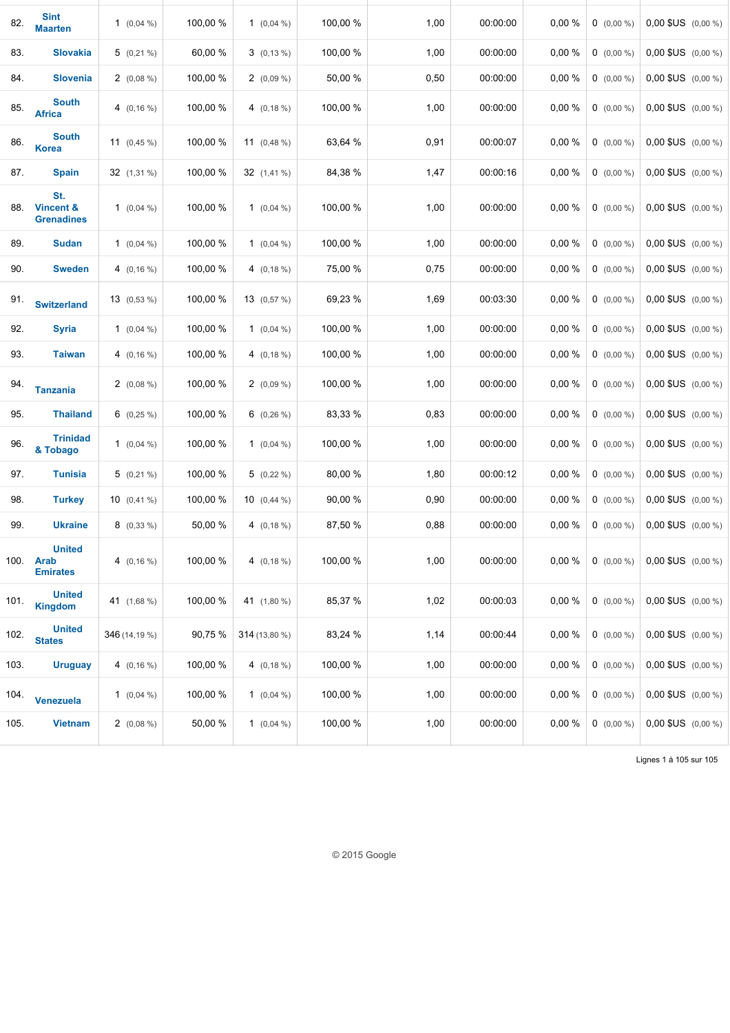| | | | | | | | | | | |
|---|---|---|---|---|---|---|---|---|---|---|
| 82. | Sint Maarten | 1 (0,04 %) | 100,00 % | 1 (0,04 %) | 100,00 % | 1,00 | 00:00:00 | 0,00 % | 0 (0,00 %) | 0,00 $US (0,00 %) |
| 83. | Slovakia | 5 (0,21 %) | 60,00 % | 3 (0,13 %) | 100,00 % | 1,00 | 00:00:00 | 0,00 % | 0 (0,00 %) | 0,00 $US (0,00 %) |
| 84. | Slovenia | 2 (0,08 %) | 100,00 % | 2 (0,09 %) | 50,00 % | 0,50 | 00:00:00 | 0,00 % | 0 (0,00 %) | 0,00 $US (0,00 %) |
| 85. | South Africa | 4 (0,16 %) | 100,00 % | 4 (0,18 %) | 100,00 % | 1,00 | 00:00:00 | 0,00 % | 0 (0,00 %) | 0,00 $US (0,00 %) |
| 86. | South Korea | 11 (0,45 %) | 100,00 % | 11 (0,48 %) | 63,64 % | 0,91 | 00:00:07 | 0,00 % | 0 (0,00 %) | 0,00 $US (0,00 %) |
| 87. | Spain | 32 (1,31 %) | 100,00 % | 32 (1,41 %) | 84,38 % | 1,47 | 00:00:16 | 0,00 % | 0 (0,00 %) | 0,00 $US (0,00 %) |
| 88. | St. Vincent & Grenadines | 1 (0,04 %) | 100,00 % | 1 (0,04 %) | 100,00 % | 1,00 | 00:00:00 | 0,00 % | 0 (0,00 %) | 0,00 $US (0,00 %) |
| 89. | Sudan | 1 (0,04 %) | 100,00 % | 1 (0,04 %) | 100,00 % | 1,00 | 00:00:00 | 0,00 % | 0 (0,00 %) | 0,00 $US (0,00 %) |
| 90. | Sweden | 4 (0,16 %) | 100,00 % | 4 (0,18 %) | 75,00 % | 0,75 | 00:00:00 | 0,00 % | 0 (0,00 %) | 0,00 $US (0,00 %) |
| 91. | Switzerland | 13 (0,53 %) | 100,00 % | 13 (0,57 %) | 69,23 % | 1,69 | 00:03:30 | 0,00 % | 0 (0,00 %) | 0,00 $US (0,00 %) |
| 92. | Syria | 1 (0,04 %) | 100,00 % | 1 (0,04 %) | 100,00 % | 1,00 | 00:00:00 | 0,00 % | 0 (0,00 %) | 0,00 $US (0,00 %) |
| 93. | Taiwan | 4 (0,16 %) | 100,00 % | 4 (0,18 %) | 100,00 % | 1,00 | 00:00:00 | 0,00 % | 0 (0,00 %) | 0,00 $US (0,00 %) |
| 94. | Tanzania | 2 (0,08 %) | 100,00 % | 2 (0,09 %) | 100,00 % | 1,00 | 00:00:00 | 0,00 % | 0 (0,00 %) | 0,00 $US (0,00 %) |
| 95. | Thailand | 6 (0,25 %) | 100,00 % | 6 (0,26 %) | 83,33 % | 0,83 | 00:00:00 | 0,00 % | 0 (0,00 %) | 0,00 $US (0,00 %) |
| 96. | Trinidad & Tobago | 1 (0,04 %) | 100,00 % | 1 (0,04 %) | 100,00 % | 1,00 | 00:00:00 | 0,00 % | 0 (0,00 %) | 0,00 $US (0,00 %) |
| 97. | Tunisia | 5 (0,21 %) | 100,00 % | 5 (0,22 %) | 80,00 % | 1,80 | 00:00:12 | 0,00 % | 0 (0,00 %) | 0,00 $US (0,00 %) |
| 98. | Turkey | 10 (0,41 %) | 100,00 % | 10 (0,44 %) | 90,00 % | 0,90 | 00:00:00 | 0,00 % | 0 (0,00 %) | 0,00 $US (0,00 %) |
| 99. | Ukraine | 8 (0,33 %) | 50,00 % | 4 (0,18 %) | 87,50 % | 0,88 | 00:00:00 | 0,00 % | 0 (0,00 %) | 0,00 $US (0,00 %) |
| 100. | United Arab Emirates | 4 (0,16 %) | 100,00 % | 4 (0,18 %) | 100,00 % | 1,00 | 00:00:00 | 0,00 % | 0 (0,00 %) | 0,00 $US (0,00 %) |
| 101. | United Kingdom | 41 (1,68 %) | 100,00 % | 41 (1,80 %) | 85,37 % | 1,02 | 00:00:03 | 0,00 % | 0 (0,00 %) | 0,00 $US (0,00 %) |
| 102. | United States | 346 (14,19 %) | 90,75 % | 314 (13,80 %) | 83,24 % | 1,14 | 00:00:44 | 0,00 % | 0 (0,00 %) | 0,00 $US (0,00 %) |
| 103. | Uruguay | 4 (0,16 %) | 100,00 % | 4 (0,18 %) | 100,00 % | 1,00 | 00:00:00 | 0,00 % | 0 (0,00 %) | 0,00 $US (0,00 %) |
| 104. | Venezuela | 1 (0,04 %) | 100,00 % | 1 (0,04 %) | 100,00 % | 1,00 | 00:00:00 | 0,00 % | 0 (0,00 %) | 0,00 $US (0,00 %) |
| 105. | Vietnam | 2 (0,08 %) | 50,00 % | 1 (0,04 %) | 100,00 % | 1,00 | 00:00:00 | 0,00 % | 0 (0,00 %) | 0,00 $US (0,00 %) |

Lignes 1 à 105 sur 105

© 2015 Google